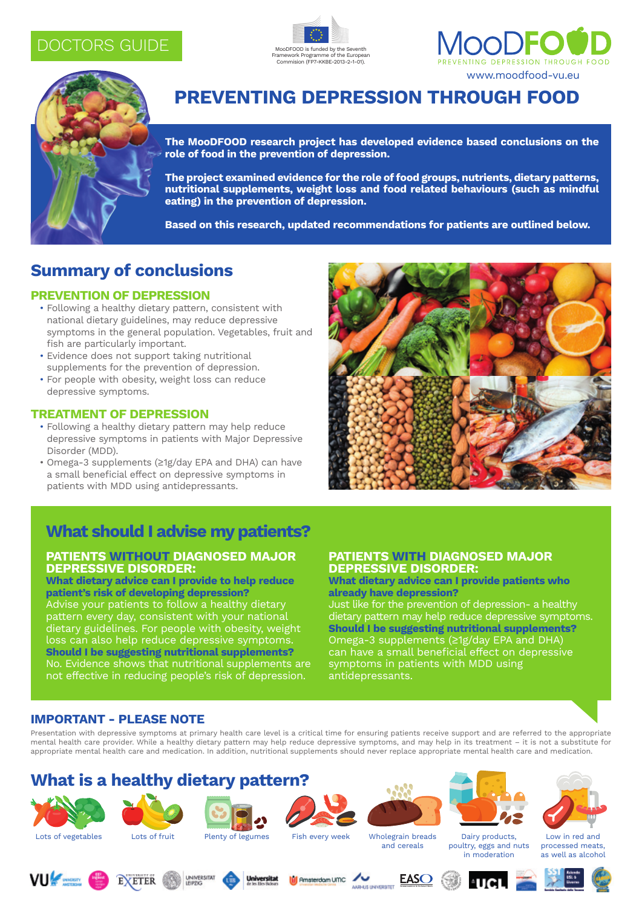DOCTORS GUIDE

MooDFOOD is funded by the Seventh Framework Programme of the European Commision (FP7-KKBE-2013-2-1-01).

MooDFOOD
PREVENTING DEPRESSION THROUGH FOOD
www.moodfood-vu.eu

# PREVENTING DEPRESSION THROUGH FOOD

**The MooDFOOD research project has developed evidence based conclusions on the role of food in the prevention of depression.**

**The project examined evidence for the role of food groups, nutrients, dietary patterns, nutritional supplements, weight loss and food related behaviours (such as mindful eating) in the prevention of depression.**

**Based on this research, updated recommendations for patients are outlined below.**

## Summary of conclusions

### PREVENTION OF DEPRESSION

- Following a healthy dietary pattern, consistent with national dietary guidelines, may reduce depressive symptoms in the general population. Vegetables, fruit and fish are particularly important.
- Evidence does not support taking nutritional supplements for the prevention of depression.
- For people with obesity, weight loss can reduce depressive symptoms.

### TREATMENT OF DEPRESSION

- Following a healthy dietary pattern may help reduce depressive symptoms in patients with Major Depressive Disorder (MDD).
- Omega-3 supplements (≥1g/day EPA and DHA) can have a small beneficial effect on depressive symptoms in patients with MDD using antidepressants.

## What should I advise my patients?

### PATIENTS WITHOUT DIAGNOSED MAJOR DEPRESSIVE DISORDER:

**What dietary advice can I provide to help reduce patient's risk of developing depression?**
Advise your patients to follow a healthy dietary pattern every day, consistent with your national dietary guidelines. For people with obesity, weight loss can also help reduce depressive symptoms.

**Should I be suggesting nutritional supplements?**
No. Evidence shows that nutritional supplements are not effective in reducing people's risk of depression.

### PATIENTS WITH DIAGNOSED MAJOR DEPRESSIVE DISORDER:

**What dietary advice can I provide patients who already have depression?**
Just like for the prevention of depression- a healthy dietary pattern may help reduce depressive symptoms.

**Should I be suggesting nutritional supplements?**
Omega-3 supplements (≥1g/day EPA and DHA) can have a small beneficial effect on depressive symptoms in patients with MDD using antidepressants.

### IMPORTANT - PLEASE NOTE

Presentation with depressive symptoms at primary health care level is a critical time for ensuring patients receive support and are referred to the appropriate mental health care provider. While a healthy dietary pattern may help reduce depressive symptoms, and may help in its treatment – it is not a substitute for appropriate mental health care and medication. In addition, nutritional supplements should never replace appropriate mental health care and medication.

## What is a healthy dietary pattern?

- Lots of vegetables
- Lots of fruit
- Plenty of legumes
- Fish every week
- Wholegrain breads and cereals
- Dairy products, poultry, eggs and nuts in moderation
- Low in red and processed meats, as well as alcohol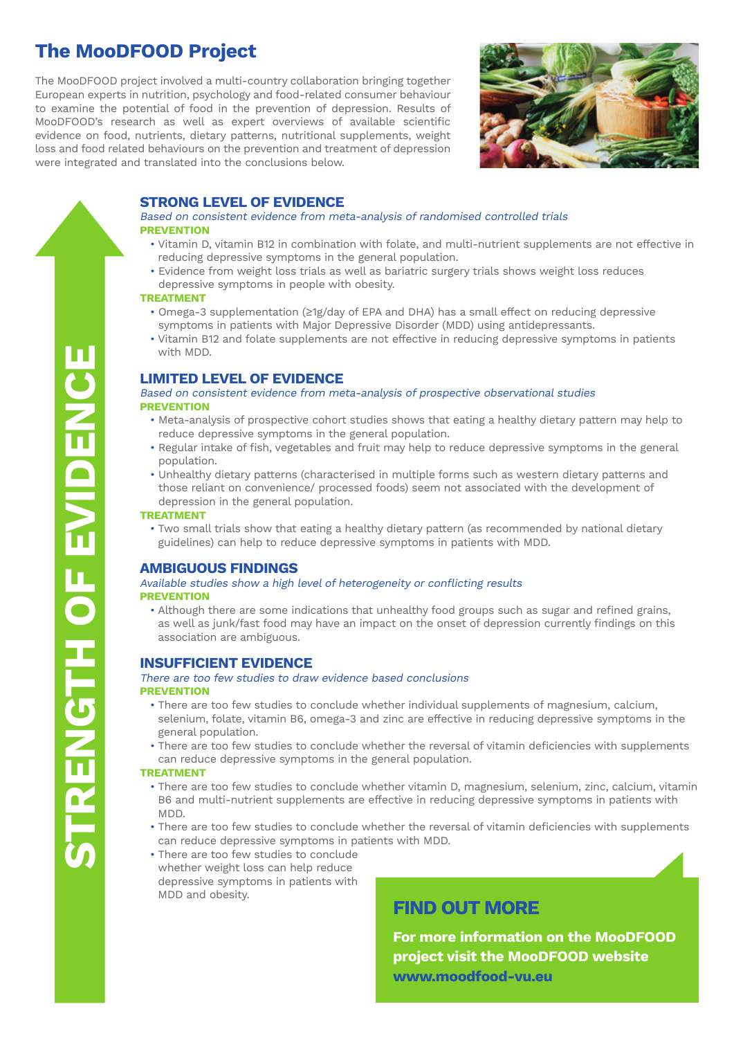# The MooDFOOD Project

The MooDFOOD project involved a multi-country collaboration bringing together European experts in nutrition, psychology and food-related consumer behaviour to examine the potential of food in the prevention of depression. Results of MooDFOOD's research as well as expert overviews of available scientific evidence on food, nutrients, dietary patterns, nutritional supplements, weight loss and food related behaviours on the prevention and treatment of depression were integrated and translated into the conclusions below.

**STRENGTH OF EVIDENCE**

## STRONG LEVEL OF EVIDENCE

*Based on consistent evidence from meta-analysis of randomised controlled trials*

**PREVENTION**

- Vitamin D, vitamin B12 in combination with folate, and multi-nutrient supplements are not effective in reducing depressive symptoms in the general population.
- Evidence from weight loss trials as well as bariatric surgery trials shows weight loss reduces depressive symptoms in people with obesity.

**TREATMENT**

- Omega-3 supplementation (≥1g/day of EPA and DHA) has a small effect on reducing depressive symptoms in patients with Major Depressive Disorder (MDD) using antidepressants.
- Vitamin B12 and folate supplements are not effective in reducing depressive symptoms in patients with MDD.

## LIMITED LEVEL OF EVIDENCE

*Based on consistent evidence from meta-analysis of prospective observational studies*

**PREVENTION**

- Meta-analysis of prospective cohort studies shows that eating a healthy dietary pattern may help to reduce depressive symptoms in the general population.
- Regular intake of fish, vegetables and fruit may help to reduce depressive symptoms in the general population.
- Unhealthy dietary patterns (characterised in multiple forms such as western dietary patterns and those reliant on convenience/ processed foods) seem not associated with the development of depression in the general population.

**TREATMENT**

- Two small trials show that eating a healthy dietary pattern (as recommended by national dietary guidelines) can help to reduce depressive symptoms in patients with MDD.

## AMBIGUOUS FINDINGS

*Available studies show a high level of heterogeneity or conflicting results*

**PREVENTION**

- Although there are some indications that unhealthy food groups such as sugar and refined grains, as well as junk/fast food may have an impact on the onset of depression currently findings on this association are ambiguous.

## INSUFFICIENT EVIDENCE

*There are too few studies to draw evidence based conclusions*

**PREVENTION**

- There are too few studies to conclude whether individual supplements of magnesium, calcium, selenium, folate, vitamin B6, omega-3 and zinc are effective in reducing depressive symptoms in the general population.
- There are too few studies to conclude whether the reversal of vitamin deficiencies with supplements can reduce depressive symptoms in the general population.

**TREATMENT**

- There are too few studies to conclude whether vitamin D, magnesium, selenium, zinc, calcium, vitamin B6 and multi-nutrient supplements are effective in reducing depressive symptoms in patients with MDD.
- There are too few studies to conclude whether the reversal of vitamin deficiencies with supplements can reduce depressive symptoms in patients with MDD.
- There are too few studies to conclude whether weight loss can help reduce depressive symptoms in patients with MDD and obesity.

## FIND OUT MORE

**For more information on the MooDFOOD project visit the MooDFOOD website www.moodfood-vu.eu**